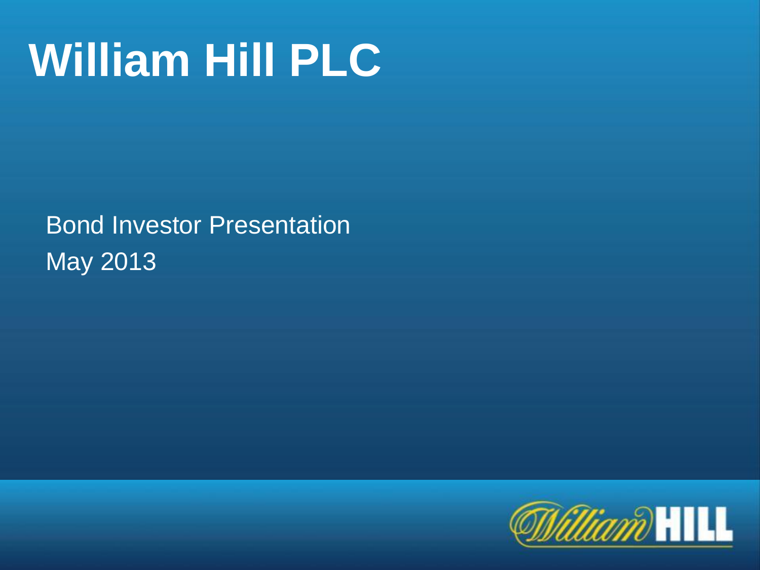# William Hill PLC

Bond Investor Presentation

May 2013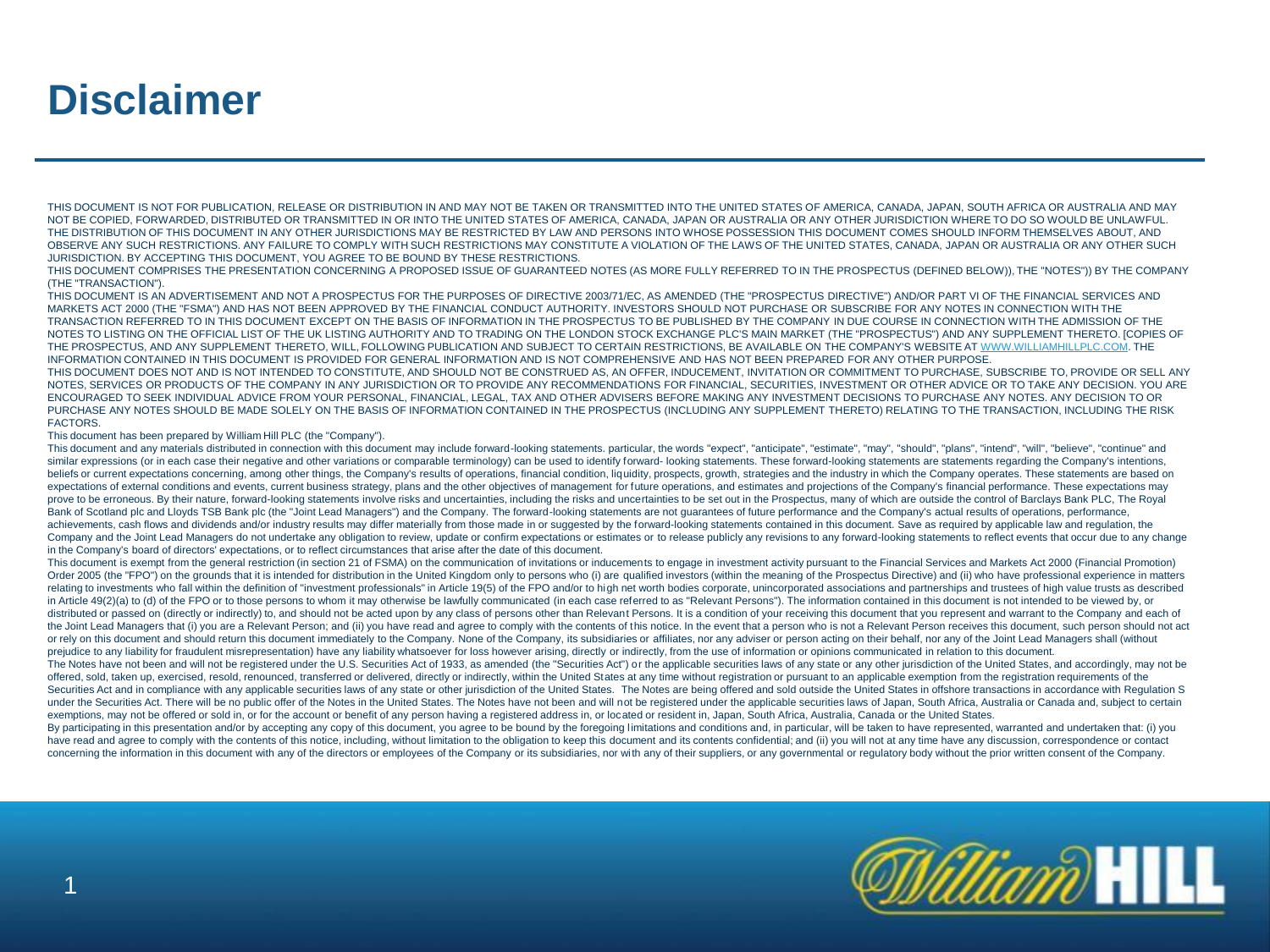# Disclaimer

THIS DOCUMENT IS NOT FOR PUBLICATION, RELEASE OR DISTRIBUTION IN AND MAY NOT BE TAKEN OR TRANSMITTED INTO THE UNITED STATES OF AMERICA, CANADA, JAPAN, SOUTH AFRICA OR AUSTRALIA AND MAY NOT BE COPIED, FORWARDED, DISTRIBUTED OR TRANSMITTED IN OR INTO THE UNITED STATES OF AMERICA, CANADA, JAPAN OR AUSTRALIA OR ANY OTHER JURISDICTION WHERE TO DO SO WOULD BE UNLAWFUL. THE DISTRIBUTION OF THIS DOCUMENT IN ANY OTHER JURISDICTIONS MAY BE RESTRICTED BY LAW AND PERSONS INTO WHOSE POSSESSION THIS DOCUMENT COMES SHOULD INFORM THEMSELVES ABOUT, AND OBSERVE ANY SUCH RESTRICTIONS. ANY FAILURE TO COMPLY WITH SUCH RESTRICTIONS MAY CONSTITUTE A VIOLATION OF THE LAWS OF THE UNITED STATES, CANADA, JAPAN OR AUSTRALIA OR ANY OTHER SUCH JURISDICTION. BY ACCEPTING THIS DOCUMENT, YOU AGREE TO BE BOUND BY THESE RESTRICTIONS.

THIS DOCUMENT COMPRISES THE PRESENTATION CONCERNING A PROPOSED ISSUE OF GUARANTEED NOTES (AS MORE FULLY REFERRED TO IN THE PROSPECTUS (DEFINED BELOW)), THE "NOTES")) BY THE COMPANY (THE "TRANSACTION").

THIS DOCUMENT IS AN ADVERTISEMENT AND NOT A PROSPECTUS FOR THE PURPOSES OF DIRECTIVE 2003/71/EC, AS AMENDED (THE "PROSPECTUS DIRECTIVE") AND/OR PART VI OF THE FINANCIAL SERVICES AND MARKETS ACT 2000 (THE "FSMA") AND HAS NOT BEEN APPROVED BY THE FINANCIAL CONDUCT AUTHORITY. INVESTORS SHOULD NOT PURCHASE OR SUBSCRIBE FOR ANY NOTES IN CONNECTION WITH THE TRANSACTION REFERRED TO IN THIS DOCUMENT EXCEPT ON THE BASIS OF INFORMATION IN THE PROSPECTUS TO BE PUBLISHED BY THE COMPANY IN DUE COURSE IN CONNECTION WITH THE ADMISSION OF THE NOTES TO LISTING ON THE OFFICIAL LIST OF THE UK LISTING AUTHORITY AND TO TRADING ON THE LONDON STOCK EXCHANGE PLC'S MAIN MARKET (THE "PROSPECTUS") AND ANY SUPPLEMENT THERETO. [COPIES OF THE PROSPECTUS, AND ANY SUPPLEMENT THERETO, WILL, FOLLOWING PUBLICATION AND SUBJECT TO CERTAIN RESTRICTIONS, BE AVAILABLE ON THE COMPANY'S WEBSITE AT WWW.WILLIAMHILLPLC.COM. THE INFORMATION CONTAINED IN THIS DOCUMENT IS PROVIDED FOR GENERAL INFORMATION AND IS NOT COMPREHENSIVE AND HAS NOT BEEN PREPARED FOR ANY OTHER PURPOSE.

THIS DOCUMENT DOES NOT AND IS NOT INTENDED TO CONSTITUTE, AND SHOULD NOT BE CONSTRUED AS, AN OFFER, INDUCEMENT, INVITATION OR COMMITMENT TO PURCHASE, SUBSCRIBE TO, PROVIDE OR SELL ANY NOTES, SERVICES OR PRODUCTS OF THE COMPANY IN ANY JURISDICTION OR TO PROVIDE ANY RECOMMENDATIONS FOR FINANCIAL, SECURITIES, INVESTMENT OR OTHER ADVICE OR TO TAKE ANY DECISION. YOU ARE ENCOURAGED TO SEEK INDIVIDUAL ADVICE FROM YOUR PERSONAL, FINANCIAL, LEGAL, TAX AND OTHER ADVISERS BEFORE MAKING ANY INVESTMENT DECISIONS TO PURCHASE ANY NOTES. ANY DECISION TO OR PURCHASE ANY NOTES SHOULD BE MADE SOLELY ON THE BASIS OF INFORMATION CONTAINED IN THE PROSPECTUS (INCLUDING ANY SUPPLEMENT THERETO) RELATING TO THE TRANSACTION, INCLUDING THE RISK FACTORS.

This document has been prepared by William Hill PLC (the "Company").

This document and any materials distributed in connection with this document may include forward-looking statements. particular, the words "expect", "anticipate", "estimate", "may", "should", "plans", "intend", "will", "believe", "continue" and similar expressions (or in each case their negative and other variations or comparable terminology) can be used to identify forward- looking statements. These forward-looking statements are statements regarding the Company's intentions, beliefs or current expectations concerning, among other things, the Company's results of operations, financial condition, liquidity, prospects, growth, strategies and the industry in which the Company operates. These statements are based on expectations of external conditions and events, current business strategy, plans and the other objectives of management for future operations, and estimates and projections of the Company's financial performance. These expectations may prove to be erroneous. By their nature, forward-looking statements involve risks and uncertainties, including the risks and uncertainties to be set out in the Prospectus, many of which are outside the control of Barclays Bank PLC, The Royal Bank of Scotland plc and Lloyds TSB Bank plc (the "Joint Lead Managers") and the Company. The forward-looking statements are not guarantees of future performance and the Company's actual results of operations, performance, achievements, cash flows and dividends and/or industry results may differ materially from those made in or suggested by the forward-looking statements contained in this document. Save as required by applicable law and regulation, the Company and the Joint Lead Managers do not undertake any obligation to review, update or confirm expectations or estimates or to release publicly any revisions to any forward-looking statements to reflect events that occur due to any change in the Company's board of directors' expectations, or to reflect circumstances that arise after the date of this document.

This document is exempt from the general restriction (in section 21 of FSMA) on the communication of invitations or inducements to engage in investment activity pursuant to the Financial Services and Markets Act 2000 (Financial Promotion) Order 2005 (the "FPO") on the grounds that it is intended for distribution in the United Kingdom only to persons who (i) are qualified investors (within the meaning of the Prospectus Directive) and (ii) who have professional experience in matters relating to investments who fall within the definition of "investment professionals" in Article 19(5) of the FPO and/or to high net worth bodies corporate, unincorporated associations and partnerships and trustees of high value trusts as described in Article 49(2)(a) to (d) of the FPO or to those persons to whom it may otherwise be lawfully communicated (in each case referred to as "Relevant Persons"). The information contained in this document is not intended to be viewed by, or distributed or passed on (directly or indirectly) to, and should not be acted upon by any class of persons other than Relevant Persons. It is a condition of your receiving this document that you represent and warrant to the Company and each of the Joint Lead Managers that (i) you are a Relevant Person; and (ii) you have read and agree to comply with the contents of this notice. In the event that a person who is not a Relevant Person receives this document, such person should not act or rely on this document and should return this document immediately to the Company. None of the Company, its subsidiaries or affiliates, nor any adviser or person acting on their behalf, nor any of the Joint Lead Managers shall (without prejudice to any liability for fraudulent misrepresentation) have any liability whatsoever for loss however arising, directly or indirectly, from the use of information or opinions communicated in relation to this document.

The Notes have not been and will not be registered under the U.S. Securities Act of 1933, as amended (the "Securities Act") or the applicable securities laws of any state or any other jurisdiction of the United States, and accordingly, may not be offered, sold, taken up, exercised, resold, renounced, transferred or delivered, directly or indirectly, within the United States at any time without registration or pursuant to an applicable exemption from the registration requirements of the Securities Act and in compliance with any applicable securities laws of any state or other jurisdiction of the United States. The Notes are being offered and sold outside the United States in offshore transactions in accordance with Regulation S under the Securities Act. There will be no public offer of the Notes in the United States. The Notes have not been and will not be registered under the applicable securities laws of Japan, South Africa, Australia or Canada and, subject to certain exemptions, may not be offered or sold in, or for the account or benefit of any person having a registered address in, or located or resident in, Japan, South Africa, Australia, Canada or the United States.

By participating in this presentation and/or by accepting any copy of this document, you agree to be bound by the foregoing limitations and conditions and, in particular, will be taken to have represented, warranted and undertaken that: (i) you have read and agree to comply with the contents of this notice, including, without limitation to the obligation to keep this document and its contents confidential; and (ii) you will not at any time have any discussion, correspondence or contact concerning the information in this document with any of the directors or employees of the Company or its subsidiaries, nor with any of their suppliers, or any governmental or regulatory body without the prior written consent of the Company.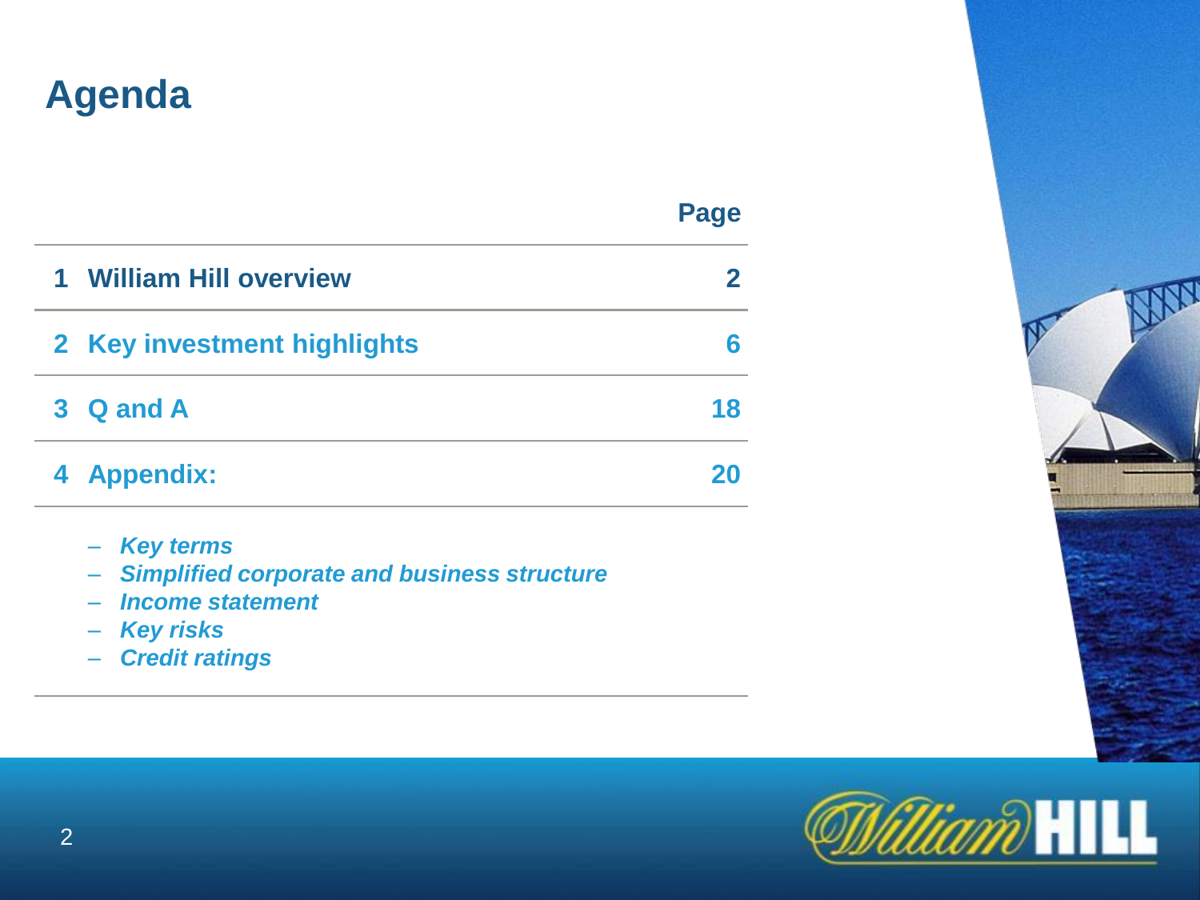# Agenda

| | Page |
|---|---|
| 1 William Hill overview | 2 |
| 2 Key investment highlights | 6 |
| 3 Q and A | 18 |
| 4 Appendix: | 20 |

- *Key terms*
- *Simplified corporate and business structure*
- *Income statement*
- *Key risks*
- *Credit ratings*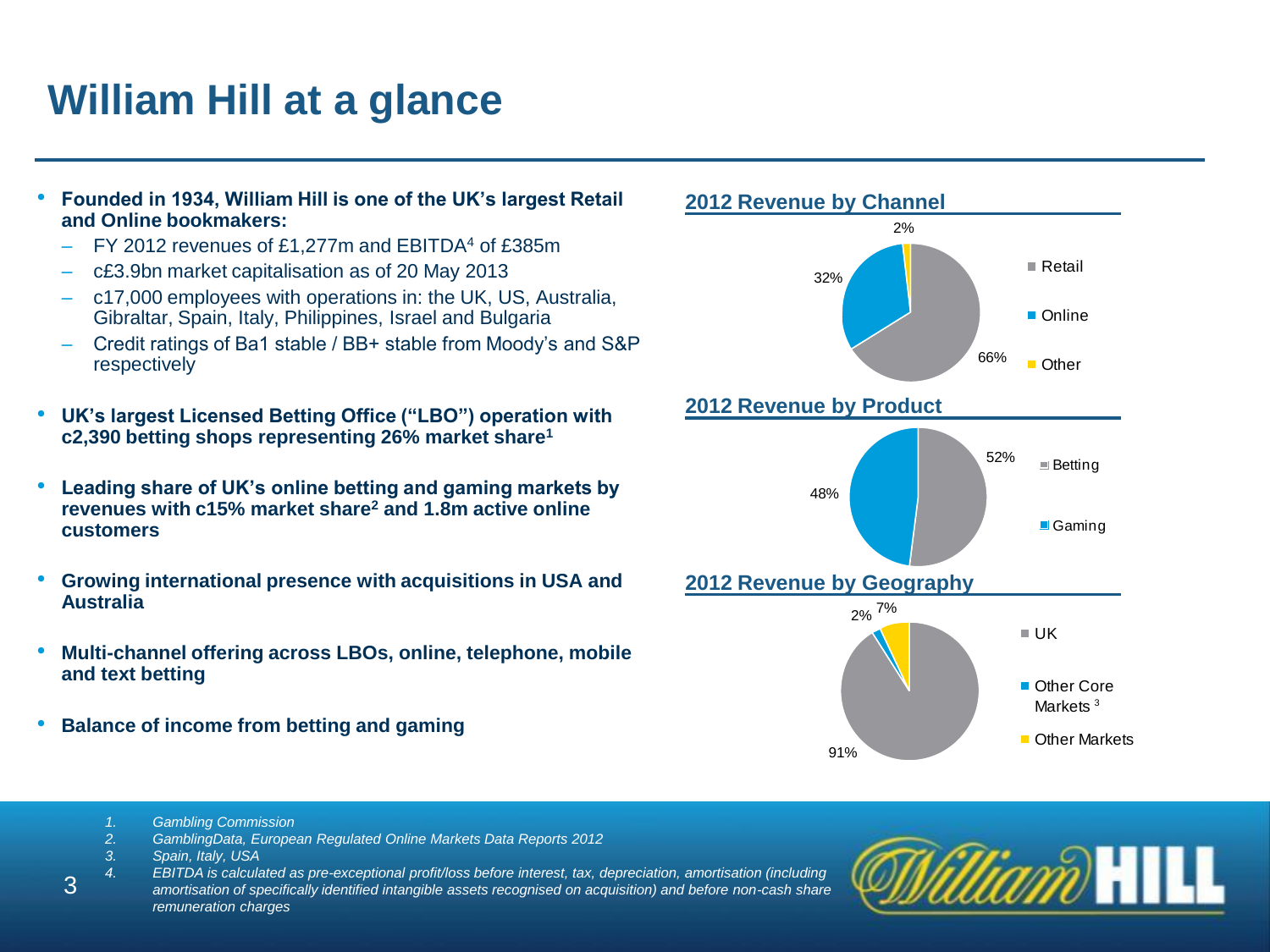# William Hill at a glance

- **Founded in 1934, William Hill is one of the UK's largest Retail and Online bookmakers:**
  - FY 2012 revenues of £1,277m and EBITDA[4] of £385m
  - c£3.9bn market capitalisation as of 20 May 2013
  - c17,000 employees with operations in: the UK, US, Australia, Gibraltar, Spain, Italy, Philippines, Israel and Bulgaria
  - Credit ratings of Ba1 stable / BB+ stable from Moody's and S&P respectively
- **UK's largest Licensed Betting Office ("LBO") operation with c2,390 betting shops representing 26% market share[1]**
- **Leading share of UK's online betting and gaming markets by revenues with c15% market share[2] and 1.8m active online customers**
- **Growing international presence with acquisitions in USA and Australia**
- **Multi-channel offering across LBOs, online, telephone, mobile and text betting**
- **Balance of income from betting and gaming**

## 2012 Revenue by Channel

| Channel | Share |
|---|---|
| Retail | 66% |
| Online | 32% |
| Other | 2% |

## 2012 Revenue by Product

| Product | Share |
|---|---|
| Betting | 52% |
| Gaming | 48% |

## 2012 Revenue by Geography

| Geography | Share |
|---|---|
| UK | 91% |
| Other Core Markets[3] | 2% |
| Other Markets | 7% |

*1. Gambling Commission*
*2. GamblingData, European Regulated Online Markets Data Reports 2012*
*3. Spain, Italy, USA*
*4. EBITDA is calculated as pre-exceptional profit/loss before interest, tax, depreciation, amortisation (including amortisation of specifically identified intangible assets recognised on acquisition) and before non-cash share remuneration charges*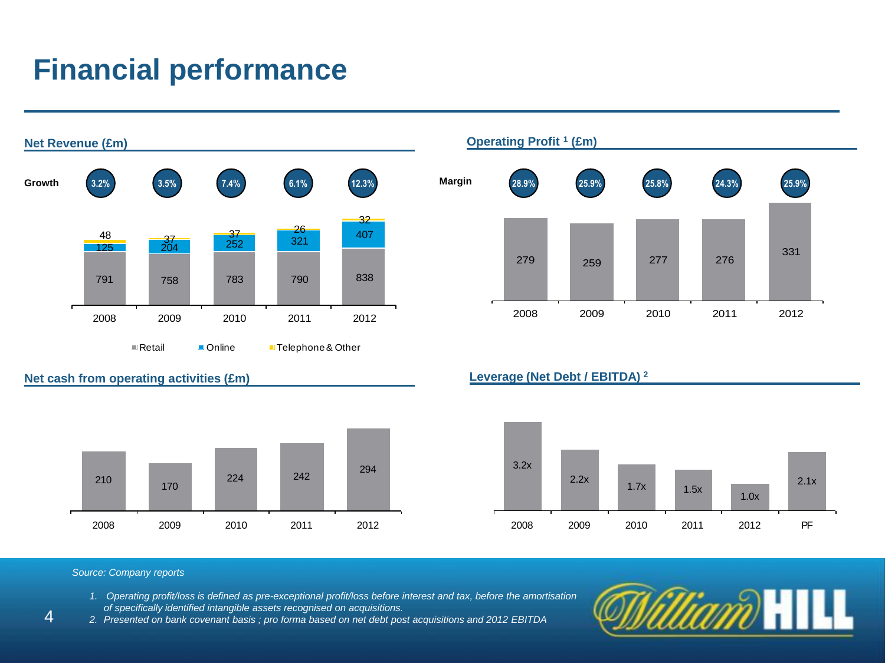# Financial performance

## Net Revenue (£m)

| | 2008 | 2009 | 2010 | 2011 | 2012 |
|---|---|---|---|---|---|
| Growth | 3.2% | 3.5% | 7.4% | 6.1% | 12.3% |
| Retail | 791 | 758 | 783 | 790 | 838 |
| Online | 125 | 204 | 252 | 321 | 407 |
| Telephone & Other | 48 | 37 | 37 | 26 | 32 |

## Operating Profit [1] (£m)

| | 2008 | 2009 | 2010 | 2011 | 2012 |
|---|---|---|---|---|---|
| Margin | 28.9% | 25.9% | 25.8% | 24.3% | 25.9% |
| Operating Profit | 279 | 259 | 277 | 276 | 331 |

## Net cash from operating activities (£m)

| 2008 | 2009 | 2010 | 2011 | 2012 |
|---|---|---|---|---|
| 210 | 170 | 224 | 242 | 294 |

## Leverage (Net Debt / EBITDA) [2]

| 2008 | 2009 | 2010 | 2011 | 2012 | PF |
|---|---|---|---|---|---|
| 3.2x | 2.2x | 1.7x | 1.5x | 1.0x | 2.1x |

*Source: Company reports*

1. *Operating profit/loss is defined as pre-exceptional profit/loss before interest and tax, before the amortisation of specifically identified intangible assets recognised on acquisitions.*
2. *Presented on bank covenant basis ; pro forma based on net debt post acquisitions and 2012 EBITDA*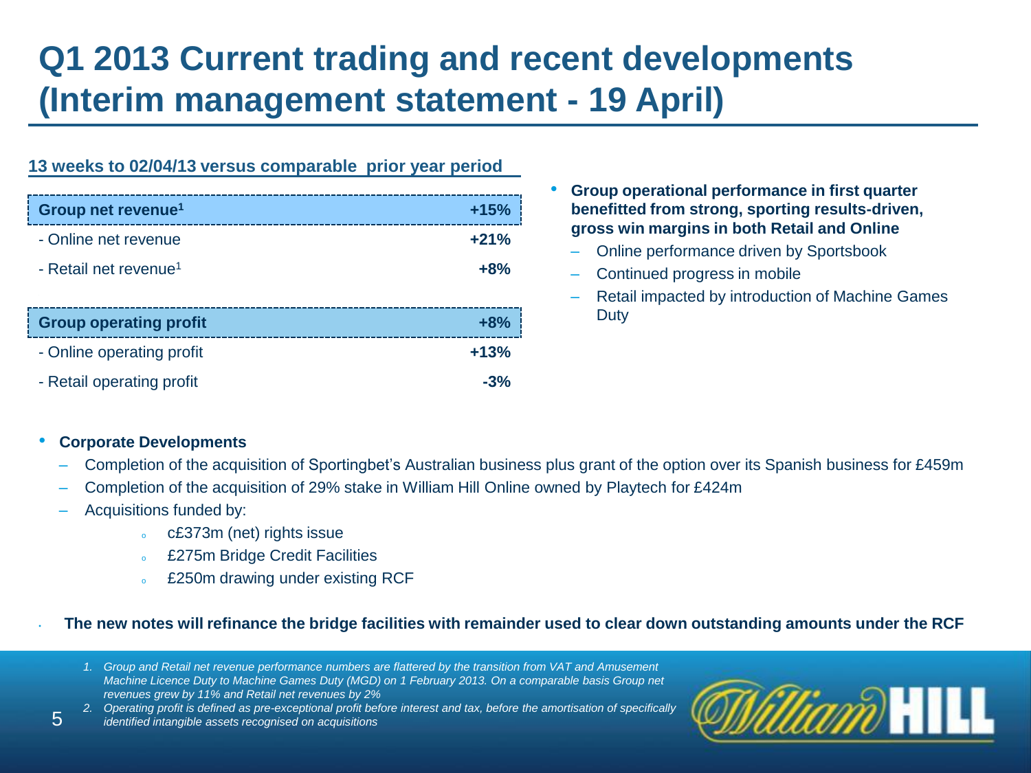# Q1 2013 Current trading and recent developments (Interim management statement - 19 April)

**13 weeks to 02/04/13 versus comparable prior year period**

| | |
|---|---|
| **Group net revenue[1]** | **+15%** |
| - Online net revenue | **+21%** |
| - Retail net revenue[1] | **+8%** |
| **Group operating profit** | **+8%** |
| - Online operating profit | **+13%** |
| - Retail operating profit | **-3%** |

- **Group operational performance in first quarter benefitted from strong, sporting results-driven, gross win margins in both Retail and Online**
  - Online performance driven by Sportsbook
  - Continued progress in mobile
  - Retail impacted by introduction of Machine Games Duty

- **Corporate Developments**
  - Completion of the acquisition of Sportingbet's Australian business plus grant of the option over its Spanish business for £459m
  - Completion of the acquisition of 29% stake in William Hill Online owned by Playtech for £424m
  - Acquisitions funded by:
    - c£373m (net) rights issue
    - £275m Bridge Credit Facilities
    - £250m drawing under existing RCF

- **The new notes will refinance the bridge facilities with remainder used to clear down outstanding amounts under the RCF**

1. *Group and Retail net revenue performance numbers are flattered by the transition from VAT and Amusement Machine Licence Duty to Machine Games Duty (MGD) on 1 February 2013. On a comparable basis Group net revenues grew by 11% and Retail net revenues by 2%*
2. *Operating profit is defined as pre-exceptional profit before interest and tax, before the amortisation of specifically identified intangible assets recognised on acquisitions*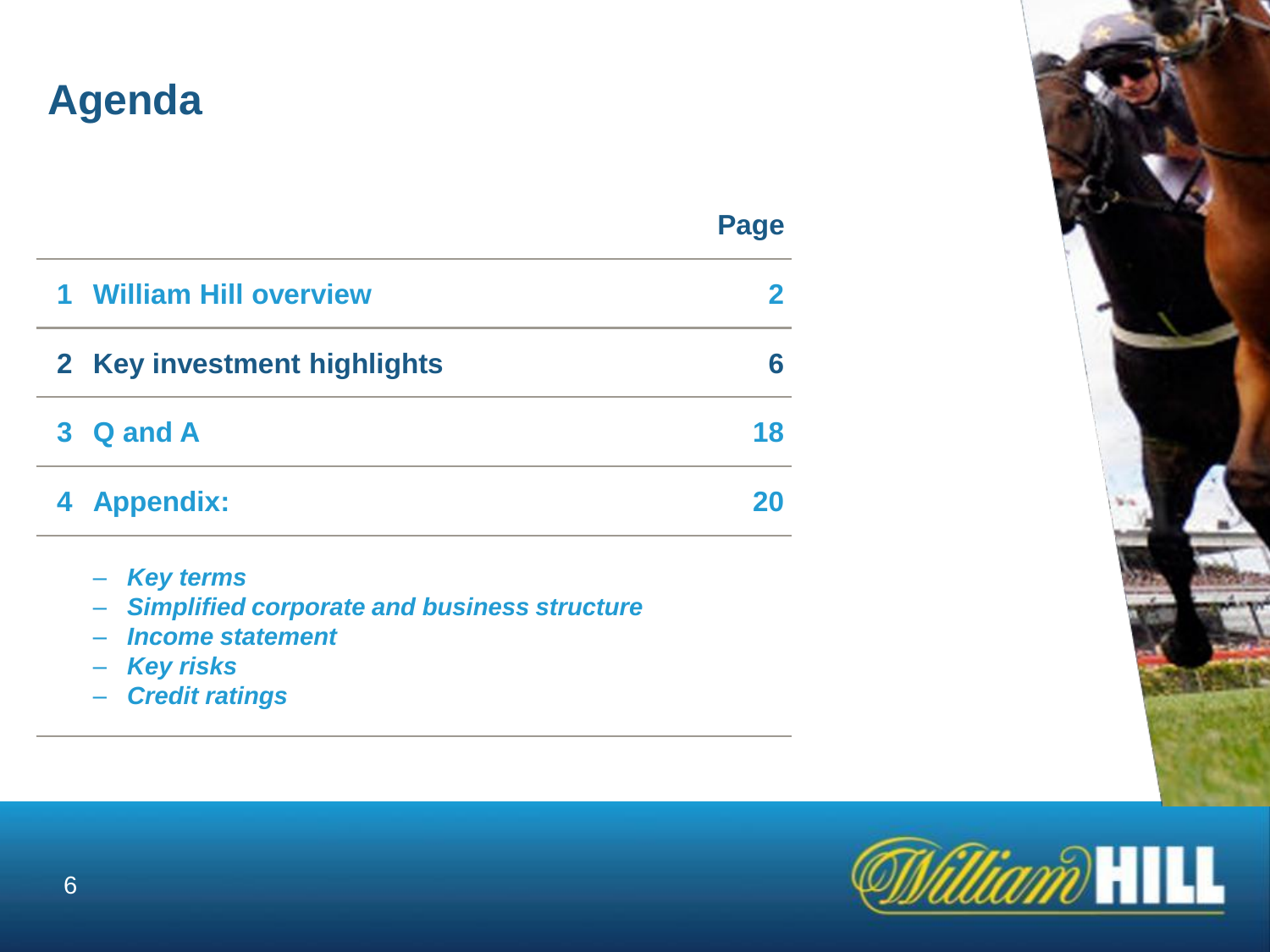# Agenda

| | Page |
|---|---|
| **1 William Hill overview** | **2** |
| **2 Key investment highlights** | **6** |
| **3 Q and A** | **18** |
| **4 Appendix:** | **20** |

- ***Key terms***
- ***Simplified corporate and business structure***
- ***Income statement***
- ***Key risks***
- ***Credit ratings***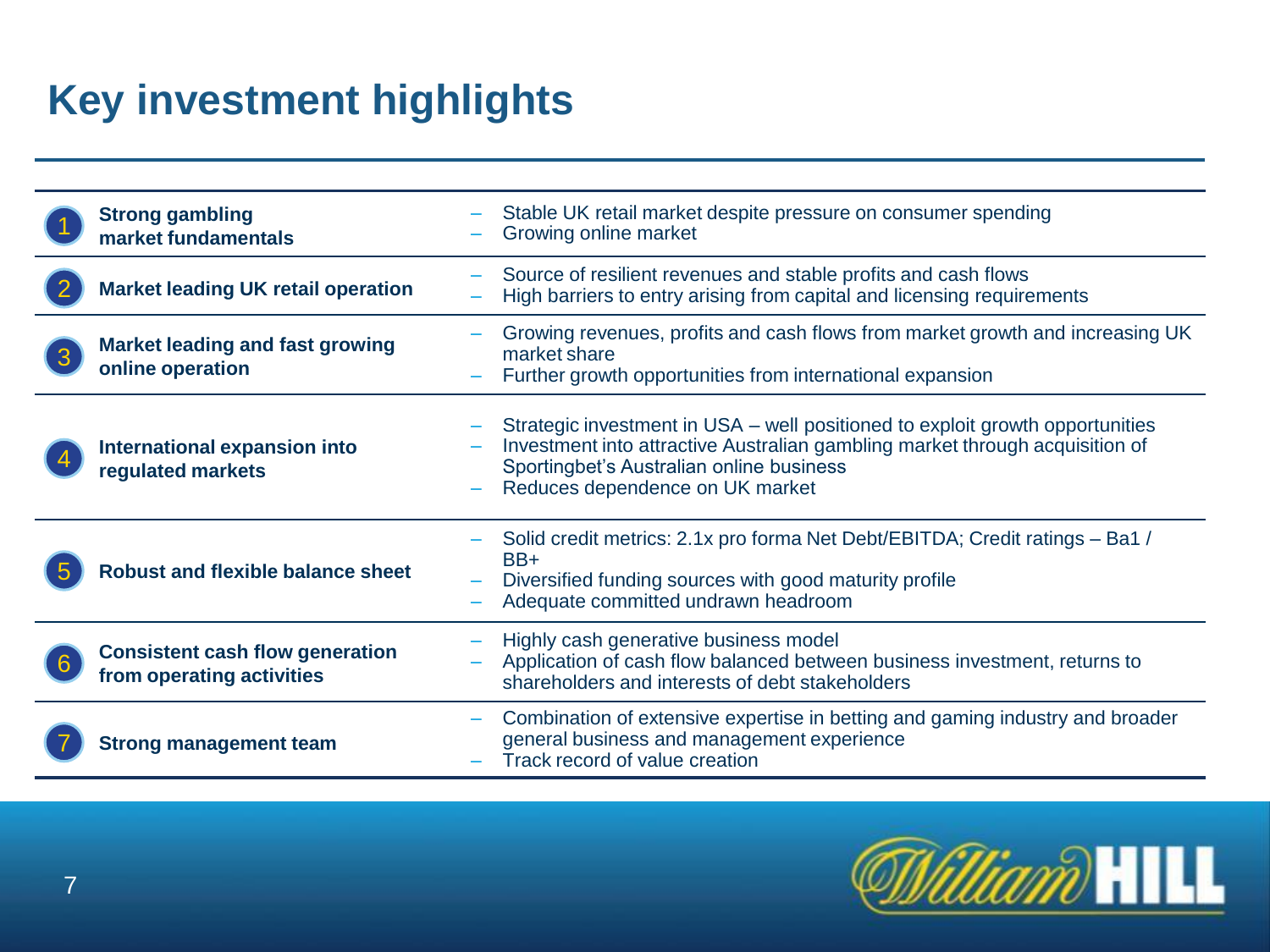# Key investment highlights

| # | Highlight | Details |
|---|---|---|
| 1 | **Strong gambling market fundamentals** | – Stable UK retail market despite pressure on consumer spending<br>– Growing online market |
| 2 | **Market leading UK retail operation** | – Source of resilient revenues and stable profits and cash flows<br>– High barriers to entry arising from capital and licensing requirements |
| 3 | **Market leading and fast growing online operation** | – Growing revenues, profits and cash flows from market growth and increasing UK market share<br>– Further growth opportunities from international expansion |
| 4 | **International expansion into regulated markets** | – Strategic investment in USA – well positioned to exploit growth opportunities<br>– Investment into attractive Australian gambling market through acquisition of Sportingbet's Australian online business<br>– Reduces dependence on UK market |
| 5 | **Robust and flexible balance sheet** | – Solid credit metrics: 2.1x pro forma Net Debt/EBITDA; Credit ratings – Ba1 / BB+<br>– Diversified funding sources with good maturity profile<br>– Adequate committed undrawn headroom |
| 6 | **Consistent cash flow generation from operating activities** | – Highly cash generative business model<br>– Application of cash flow balanced between business investment, returns to shareholders and interests of debt stakeholders |
| 7 | **Strong management team** | – Combination of extensive expertise in betting and gaming industry and broader general business and management experience<br>– Track record of value creation |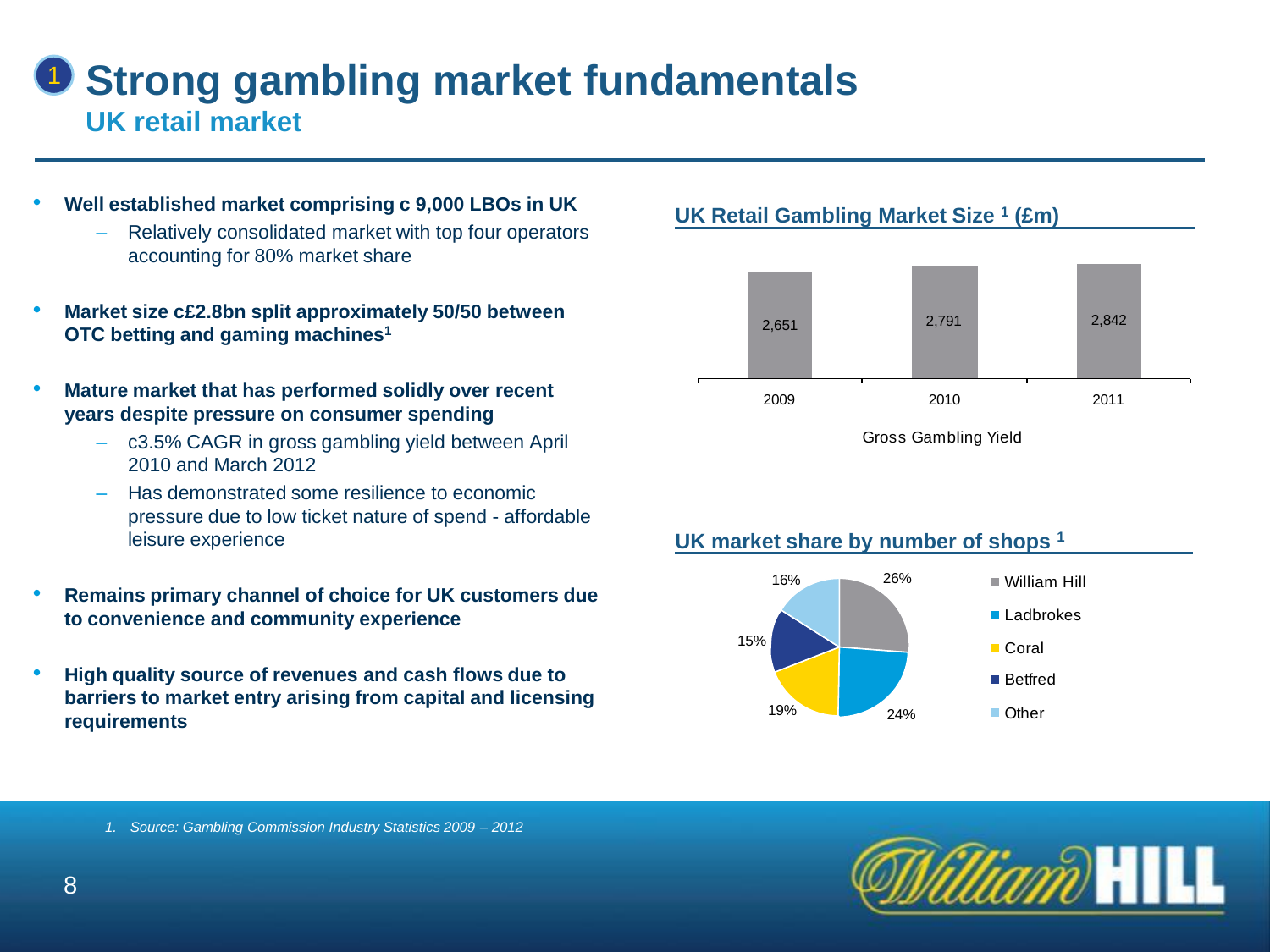# Strong gambling market fundamentals

## UK retail market

- **Well established market comprising c 9,000 LBOs in UK**
  - Relatively consolidated market with top four operators accounting for 80% market share
- **Market size c£2.8bn split approximately 50/50 between OTC betting and gaming machines[1]**
- **Mature market that has performed solidly over recent years despite pressure on consumer spending**
  - c3.5% CAGR in gross gambling yield between April 2010 and March 2012
  - Has demonstrated some resilience to economic pressure due to low ticket nature of spend - affordable leisure experience
- **Remains primary channel of choice for UK customers due to convenience and community experience**
- **High quality source of revenues and cash flows due to barriers to market entry arising from capital and licensing requirements**

### UK Retail Gambling Market Size [1] (£m)

| | 2009 | 2010 | 2011 |
|---|---|---|---|
| Gross Gambling Yield | 2,651 | 2,791 | 2,842 |

### UK market share by number of shops [1]

| Operator | Share |
|---|---|
| William Hill | 26% |
| Ladbrokes | 24% |
| Coral | 19% |
| Betfred | 15% |
| Other | 16% |

*1. Source: Gambling Commission Industry Statistics 2009 – 2012*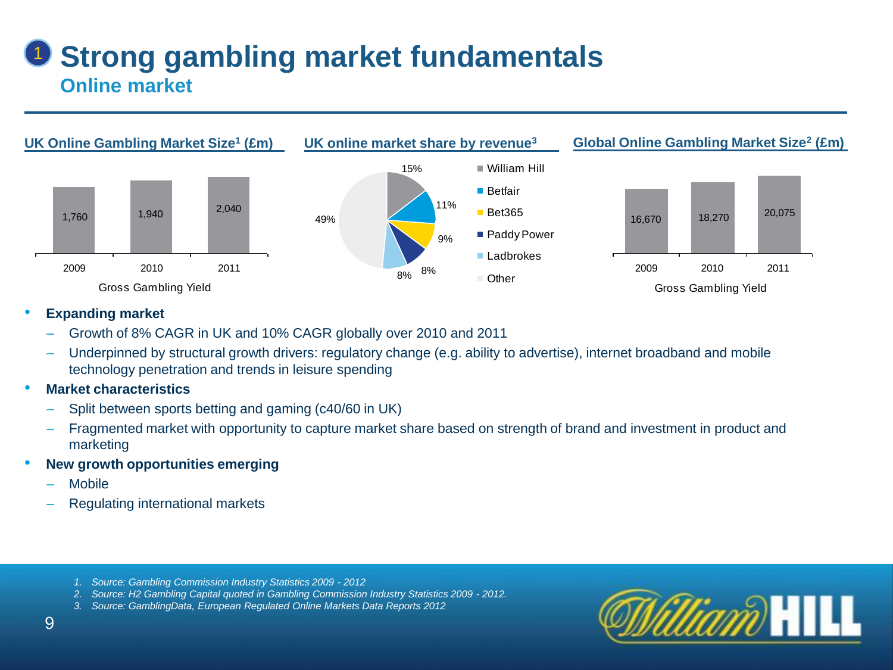# Strong gambling market fundamentals

## Online market

**UK Online Gambling Market Size[1] (£m)**

| | 2009 | 2010 | 2011 |
|---|---|---|---|
| Gross Gambling Yield | 1,760 | 1,940 | 2,040 |

**UK online market share by revenue[3]**

| Operator | Share |
|---|---|
| William Hill | 15% |
| Betfair | 11% |
| Bet365 | 9% |
| Paddy Power | 8% |
| Ladbrokes | 8% |
| Other | 49% |

**Global Online Gambling Market Size[2] (£m)**

| | 2009 | 2010 | 2011 |
|---|---|---|---|
| Gross Gambling Yield | 16,670 | 18,270 | 20,075 |

- **Expanding market**
  - Growth of 8% CAGR in UK and 10% CAGR globally over 2010 and 2011
  - Underpinned by structural growth drivers: regulatory change (e.g. ability to advertise), internet broadband and mobile technology penetration and trends in leisure spending
- **Market characteristics**
  - Split between sports betting and gaming (c40/60 in UK)
  - Fragmented market with opportunity to capture market share based on strength of brand and investment in product and marketing
- **New growth opportunities emerging**
  - Mobile
  - Regulating international markets

*1. Source: Gambling Commission Industry Statistics 2009 - 2012*
*2. Source: H2 Gambling Capital quoted in Gambling Commission Industry Statistics 2009 - 2012.*
*3. Source: GamblingData, European Regulated Online Markets Data Reports 2012*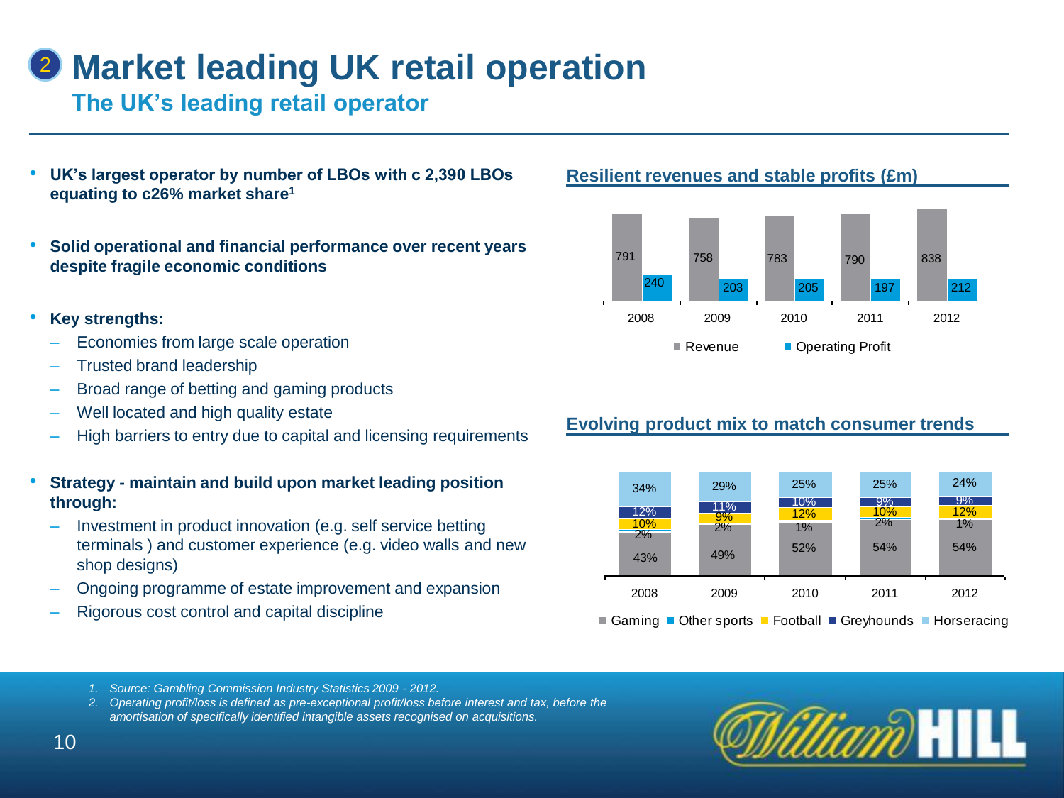# Market leading UK retail operation

## The UK's leading retail operator

- **UK's largest operator by number of LBOs with c 2,390 LBOs equating to c26% market share[1]**
- **Solid operational and financial performance over recent years despite fragile economic conditions**
- **Key strengths:**
  - Economies from large scale operation
  - Trusted brand leadership
  - Broad range of betting and gaming products
  - Well located and high quality estate
  - High barriers to entry due to capital and licensing requirements
- **Strategy - maintain and build upon market leading position through:**
  - Investment in product innovation (e.g. self service betting terminals ) and customer experience (e.g. video walls and new shop designs)
  - Ongoing programme of estate improvement and expansion
  - Rigorous cost control and capital discipline

### Resilient revenues and stable profits (£m)

| | 2008 | 2009 | 2010 | 2011 | 2012 |
|---|---|---|---|---|---|
| Revenue | 791 | 758 | 783 | 790 | 838 |
| Operating Profit | 240 | 203 | 205 | 197 | 212 |

### Evolving product mix to match consumer trends

| | 2008 | 2009 | 2010 | 2011 | 2012 |
|---|---|---|---|---|---|
| Gaming | 43% | 49% | 52% | 54% | 54% |
| Other sports | 2% | 2% | 1% | 2% | 1% |
| Football | 10% | 9% | 12% | 10% | 12% |
| Greyhounds | 12% | 11% | 10% | 9% | 9% |
| Horseracing | 34% | 29% | 25% | 25% | 24% |

1. *Source: Gambling Commission Industry Statistics 2009 - 2012.*
2. *Operating profit/loss is defined as pre-exceptional profit/loss before interest and tax, before the amortisation of specifically identified intangible assets recognised on acquisitions.*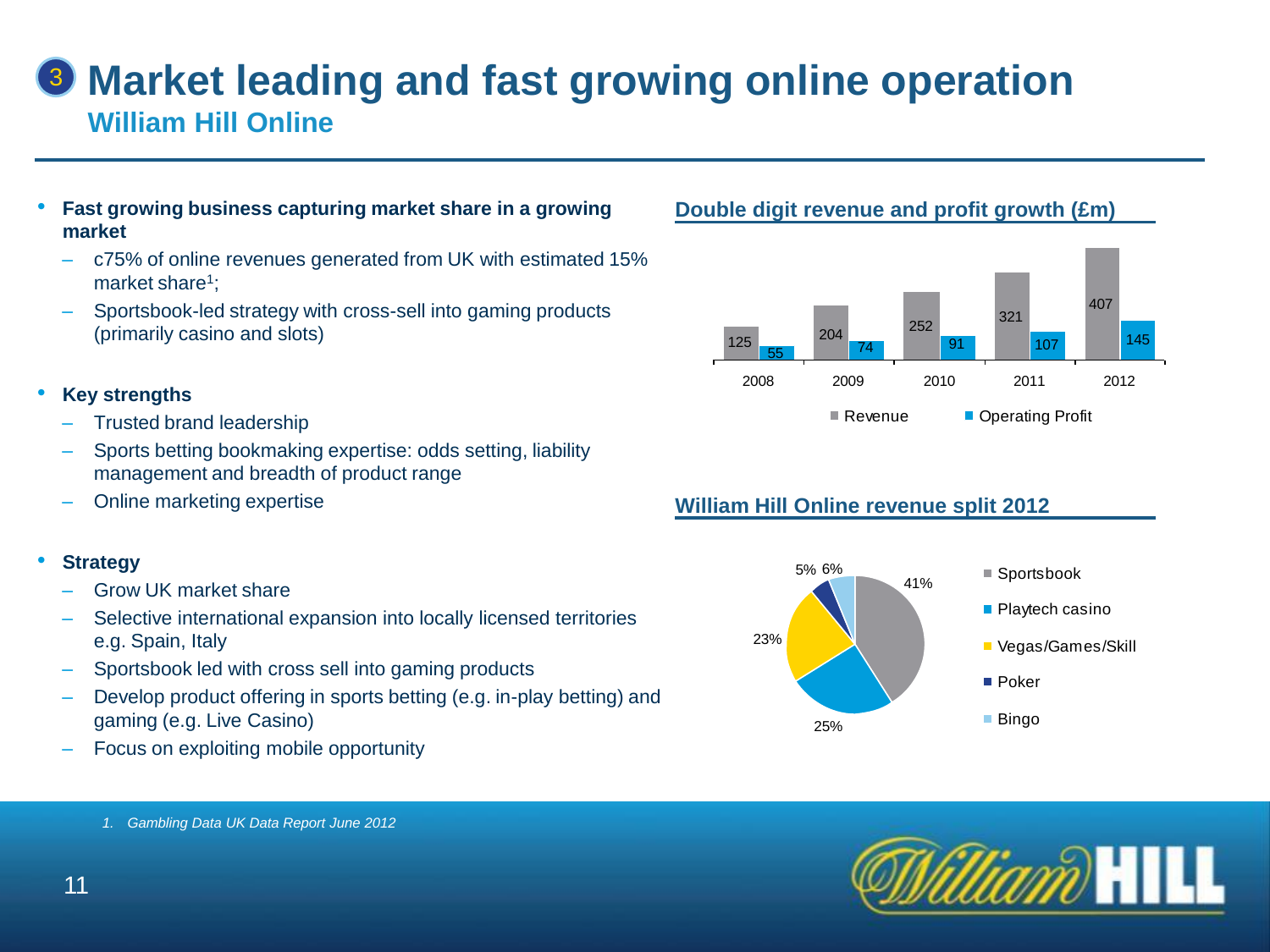# Market leading and fast growing online operation

## William Hill Online

- **Fast growing business capturing market share in a growing market**
  - c75% of online revenues generated from UK with estimated 15% market share[1];
  - Sportsbook-led strategy with cross-sell into gaming products (primarily casino and slots)

- **Key strengths**
  - Trusted brand leadership
  - Sports betting bookmaking expertise: odds setting, liability management and breadth of product range
  - Online marketing expertise

- **Strategy**
  - Grow UK market share
  - Selective international expansion into locally licensed territories e.g. Spain, Italy
  - Sportsbook led with cross sell into gaming products
  - Develop product offering in sports betting (e.g. in-play betting) and gaming (e.g. Live Casino)
  - Focus on exploiting mobile opportunity

### Double digit revenue and profit growth (£m)

| | 2008 | 2009 | 2010 | 2011 | 2012 |
|---|---|---|---|---|---|
| Revenue | 125 | 204 | 252 | 321 | 407 |
| Operating Profit | 55 | 74 | 91 | 107 | 145 |

### William Hill Online revenue split 2012

| Segment | Share |
|---|---|
| Sportsbook | 41% |
| Playtech casino | 25% |
| Vegas/Games/Skill | 23% |
| Poker | 5% |
| Bingo | 6% |

*1. Gambling Data UK Data Report June 2012*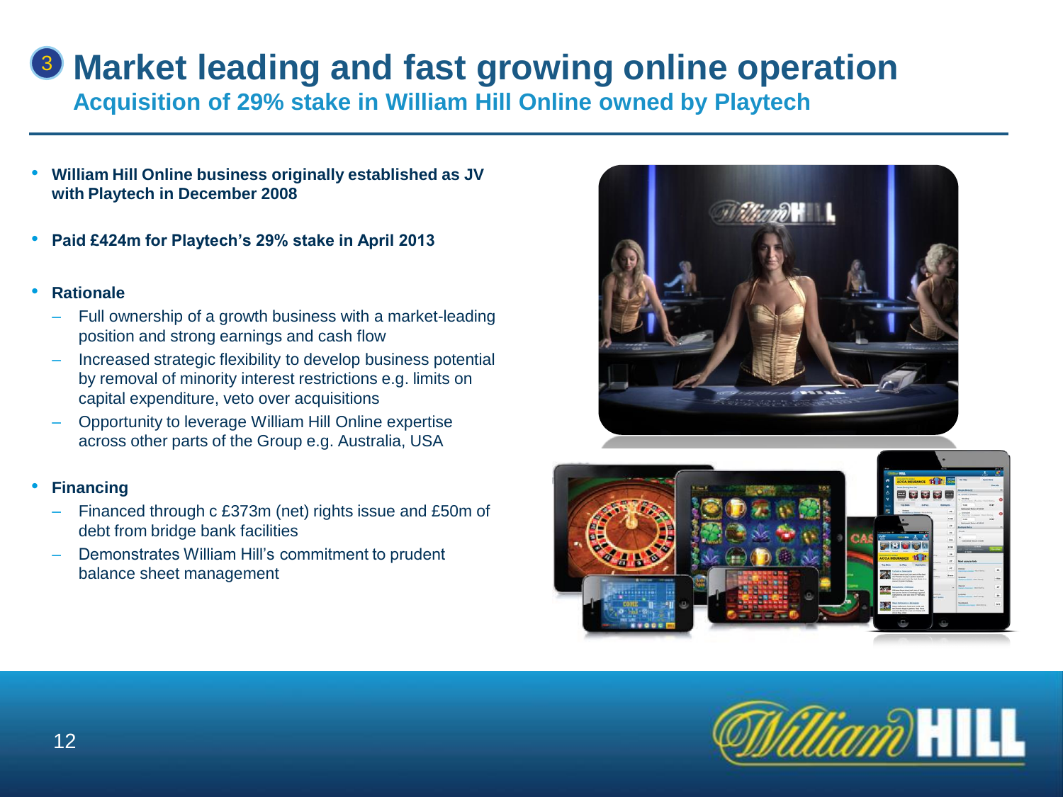# 3 Market leading and fast growing online operation

## Acquisition of 29% stake in William Hill Online owned by Playtech

- **William Hill Online business originally established as JV with Playtech in December 2008**
- **Paid £424m for Playtech's 29% stake in April 2013**
- **Rationale**
  - Full ownership of a growth business with a market-leading position and strong earnings and cash flow
  - Increased strategic flexibility to develop business potential by removal of minority interest restrictions e.g. limits on capital expenditure, veto over acquisitions
  - Opportunity to leverage William Hill Online expertise across other parts of the Group e.g. Australia, USA
- **Financing**
  - Financed through c £373m (net) rights issue and £50m of debt from bridge bank facilities
  - Demonstrates William Hill's commitment to prudent balance sheet management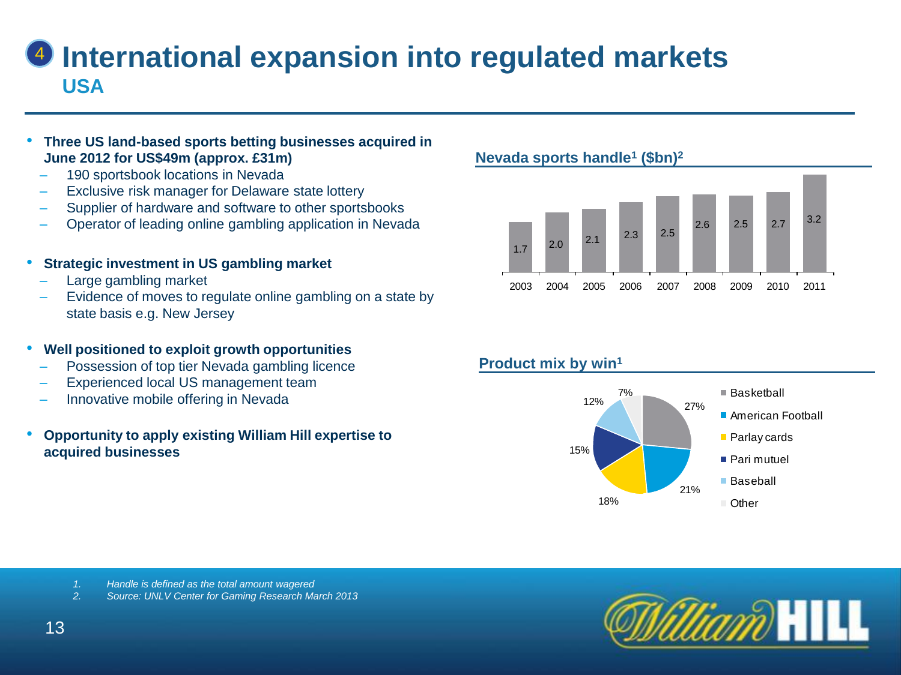# 4 International expansion into regulated markets

## USA

- **Three US land-based sports betting businesses acquired in June 2012 for US$49m (approx. £31m)**
  - 190 sportsbook locations in Nevada
  - Exclusive risk manager for Delaware state lottery
  - Supplier of hardware and software to other sportsbooks
  - Operator of leading online gambling application in Nevada
- **Strategic investment in US gambling market**
  - Large gambling market
  - Evidence of moves to regulate online gambling on a state by state basis e.g. New Jersey
- **Well positioned to exploit growth opportunities**
  - Possession of top tier Nevada gambling licence
  - Experienced local US management team
  - Innovative mobile offering in Nevada
- **Opportunity to apply existing William Hill expertise to acquired businesses**

### Nevada sports handle[1] ($bn)[2]

| 2003 | 2004 | 2005 | 2006 | 2007 | 2008 | 2009 | 2010 | 2011 |
|---|---|---|---|---|---|---|---|---|
| 1.7 | 2.0 | 2.1 | 2.3 | 2.5 | 2.6 | 2.5 | 2.7 | 3.2 |

### Product mix by win[1]

| Product | Share |
|---|---|
| Basketball | 27% |
| American Football | 21% |
| Parlay cards | 18% |
| Pari mutuel | 15% |
| Baseball | 12% |
| Other | 7% |

1. *Handle is defined as the total amount wagered*
2. *Source: UNLV Center for Gaming Research March 2013*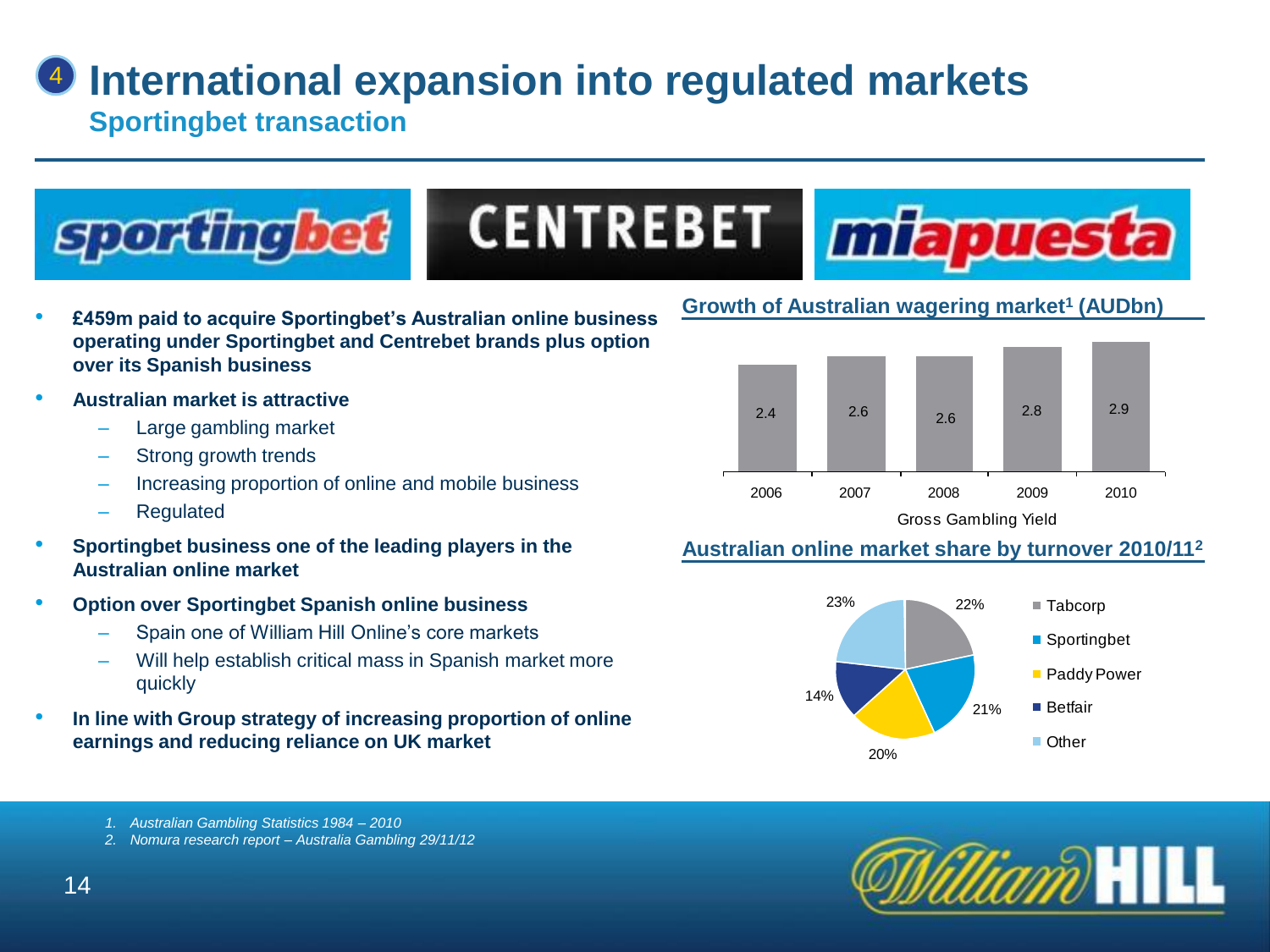# International expansion into regulated markets

## Sportingbet transaction

- **£459m paid to acquire Sportingbet's Australian online business operating under Sportingbet and Centrebet brands plus option over its Spanish business**
- **Australian market is attractive**
  - Large gambling market
  - Strong growth trends
  - Increasing proportion of online and mobile business
  - Regulated
- **Sportingbet business one of the leading players in the Australian online market**
- **Option over Sportingbet Spanish online business**
  - Spain one of William Hill Online's core markets
  - Will help establish critical mass in Spanish market more quickly
- **In line with Group strategy of increasing proportion of online earnings and reducing reliance on UK market**

### Growth of Australian wagering market[1] (AUDbn)

Gross Gambling Yield

| 2006 | 2007 | 2008 | 2009 | 2010 |
|---|---|---|---|---|
| 2.4 | 2.6 | 2.6 | 2.8 | 2.9 |

### Australian online market share by turnover 2010/11[2]

| Operator | Share |
|---|---|
| Tabcorp | 22% |
| Sportingbet | 21% |
| Paddy Power | 20% |
| Betfair | 14% |
| Other | 23% |

*1. Australian Gambling Statistics 1984 – 2010*
*2. Nomura research report – Australia Gambling 29/11/12*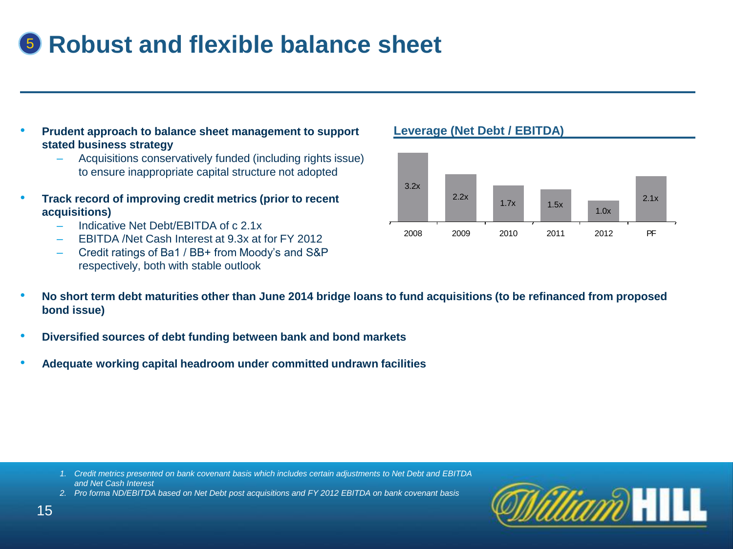# 5 Robust and flexible balance sheet

- **Prudent approach to balance sheet management to support stated business strategy**
  - Acquisitions conservatively funded (including rights issue) to ensure inappropriate capital structure not adopted
- **Track record of improving credit metrics (prior to recent acquisitions)**
  - Indicative Net Debt/EBITDA of c 2.1x
  - EBITDA /Net Cash Interest at 9.3x at for FY 2012
  - Credit ratings of Ba1 / BB+ from Moody's and S&P respectively, both with stable outlook

**Leverage (Net Debt / EBITDA)**

| 2008 | 2009 | 2010 | 2011 | 2012 | PF |
|---|---|---|---|---|---|
| 3.2x | 2.2x | 1.7x | 1.5x | 1.0x | 2.1x |

- **No short term debt maturities other than June 2014 bridge loans to fund acquisitions (to be refinanced from proposed bond issue)**
- **Diversified sources of debt funding between bank and bond markets**
- **Adequate working capital headroom under committed undrawn facilities**

*1. Credit metrics presented on bank covenant basis which includes certain adjustments to Net Debt and EBITDA and Net Cash Interest*

*2. Pro forma ND/EBITDA based on Net Debt post acquisitions and FY 2012 EBITDA on bank covenant basis*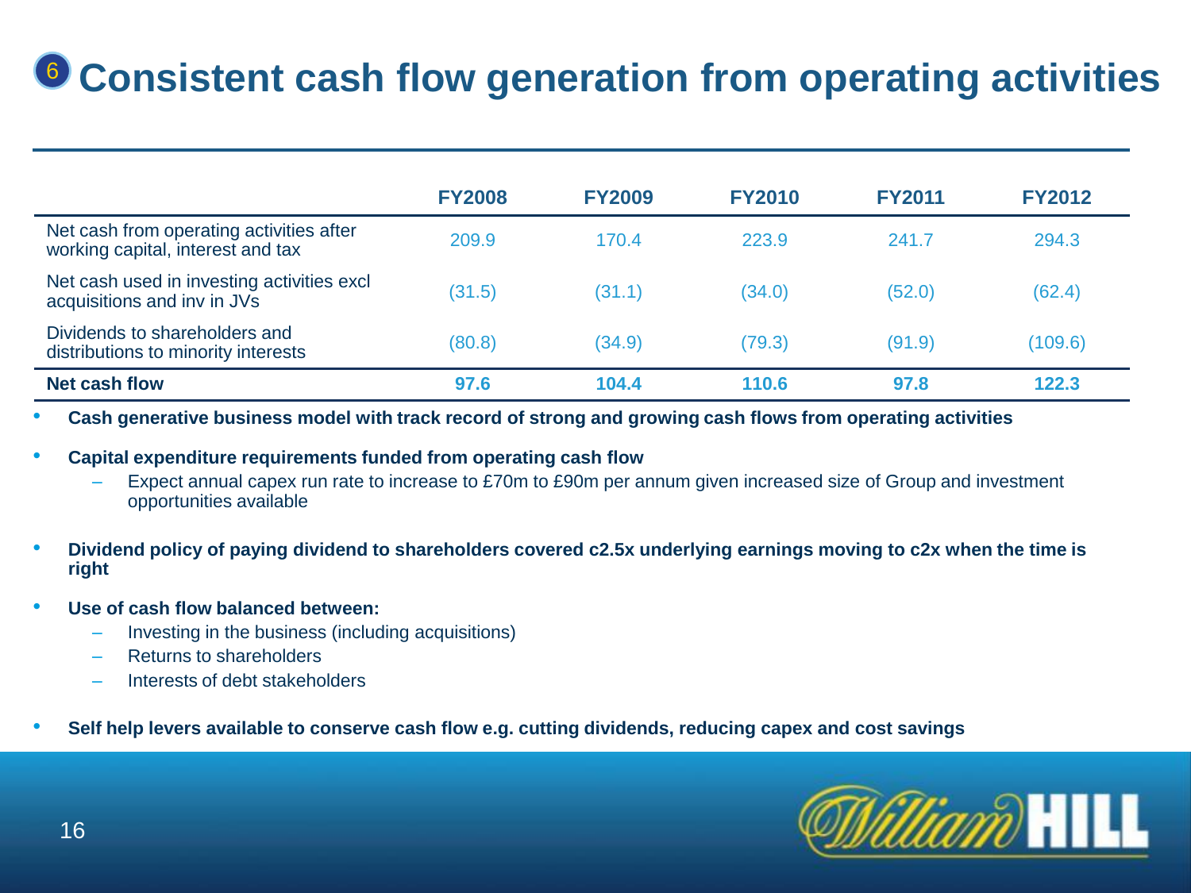# 6 Consistent cash flow generation from operating activities

| | FY2008 | FY2009 | FY2010 | FY2011 | FY2012 |
|---|---|---|---|---|---|
| Net cash from operating activities after working capital, interest and tax | 209.9 | 170.4 | 223.9 | 241.7 | 294.3 |
| Net cash used in investing activities excl acquisitions and inv in JVs | (31.5) | (31.1) | (34.0) | (52.0) | (62.4) |
| Dividends to shareholders and distributions to minority interests | (80.8) | (34.9) | (79.3) | (91.9) | (109.6) |
| **Net cash flow** | **97.6** | **104.4** | **110.6** | **97.8** | **122.3** |

- **Cash generative business model with track record of strong and growing cash flows from operating activities**
- **Capital expenditure requirements funded from operating cash flow**
  - Expect annual capex run rate to increase to £70m to £90m per annum given increased size of Group and investment opportunities available
- **Dividend policy of paying dividend to shareholders covered c2.5x underlying earnings moving to c2x when the time is right**
- **Use of cash flow balanced between:**
  - Investing in the business (including acquisitions)
  - Returns to shareholders
  - Interests of debt stakeholders
- **Self help levers available to conserve cash flow e.g. cutting dividends, reducing capex and cost savings**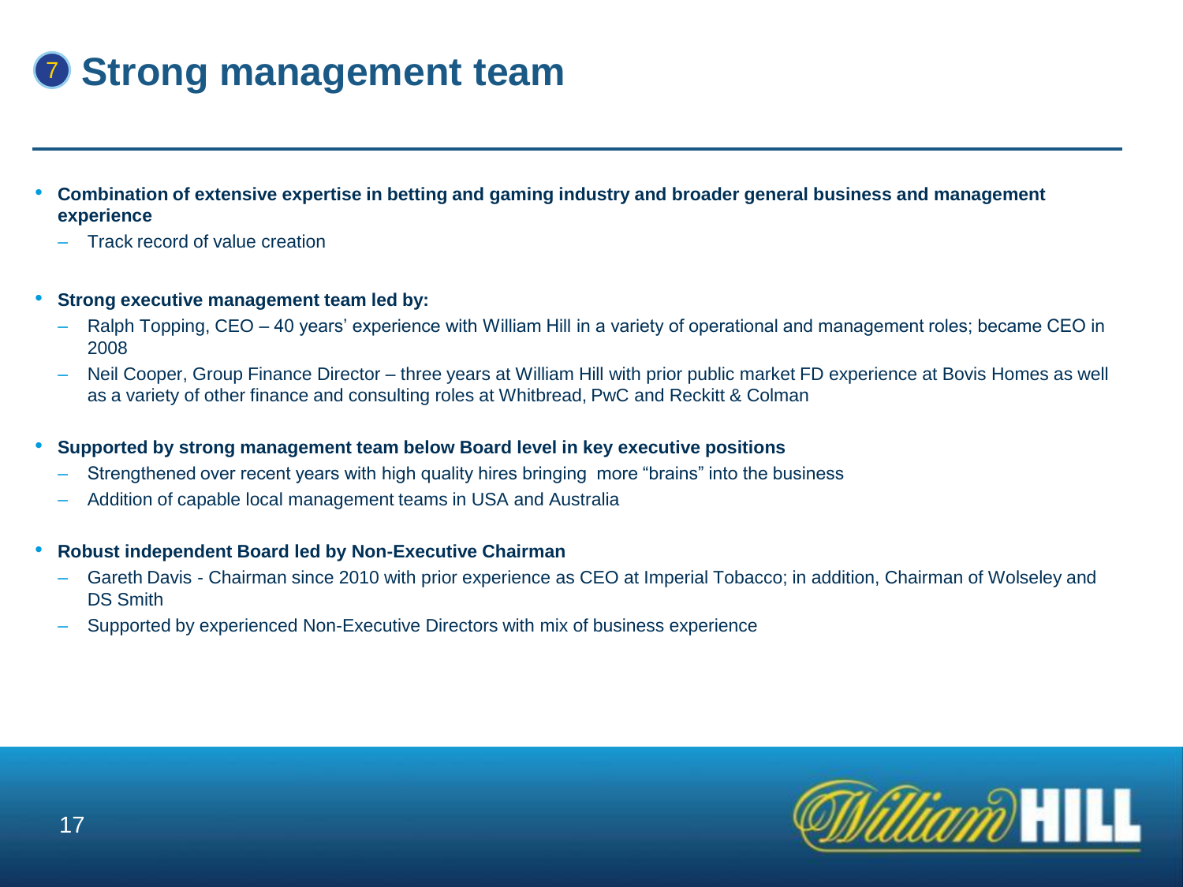# 7 Strong management team

- **Combination of extensive expertise in betting and gaming industry and broader general business and management experience**
  - Track record of value creation
- **Strong executive management team led by:**
  - Ralph Topping, CEO – 40 years' experience with William Hill in a variety of operational and management roles; became CEO in 2008
  - Neil Cooper, Group Finance Director – three years at William Hill with prior public market FD experience at Bovis Homes as well as a variety of other finance and consulting roles at Whitbread, PwC and Reckitt & Colman
- **Supported by strong management team below Board level in key executive positions**
  - Strengthened over recent years with high quality hires bringing more "brains" into the business
  - Addition of capable local management teams in USA and Australia
- **Robust independent Board led by Non-Executive Chairman**
  - Gareth Davis - Chairman since 2010 with prior experience as CEO at Imperial Tobacco; in addition, Chairman of Wolseley and DS Smith
  - Supported by experienced Non-Executive Directors with mix of business experience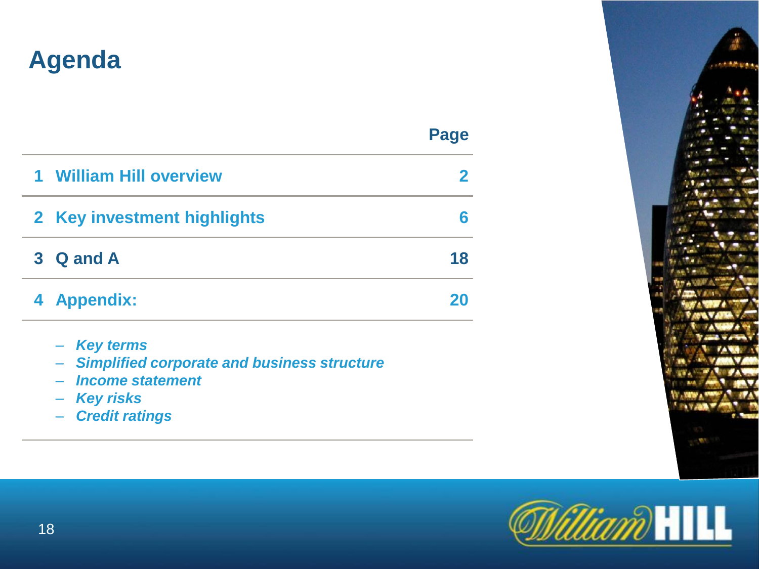# Agenda

| | Page |
|---|---|
| 1 William Hill overview | 2 |
| 2 Key investment highlights | 6 |
| 3 Q and A | 18 |
| 4 Appendix: | 20 |

- *Key terms*
- *Simplified corporate and business structure*
- *Income statement*
- *Key risks*
- *Credit ratings*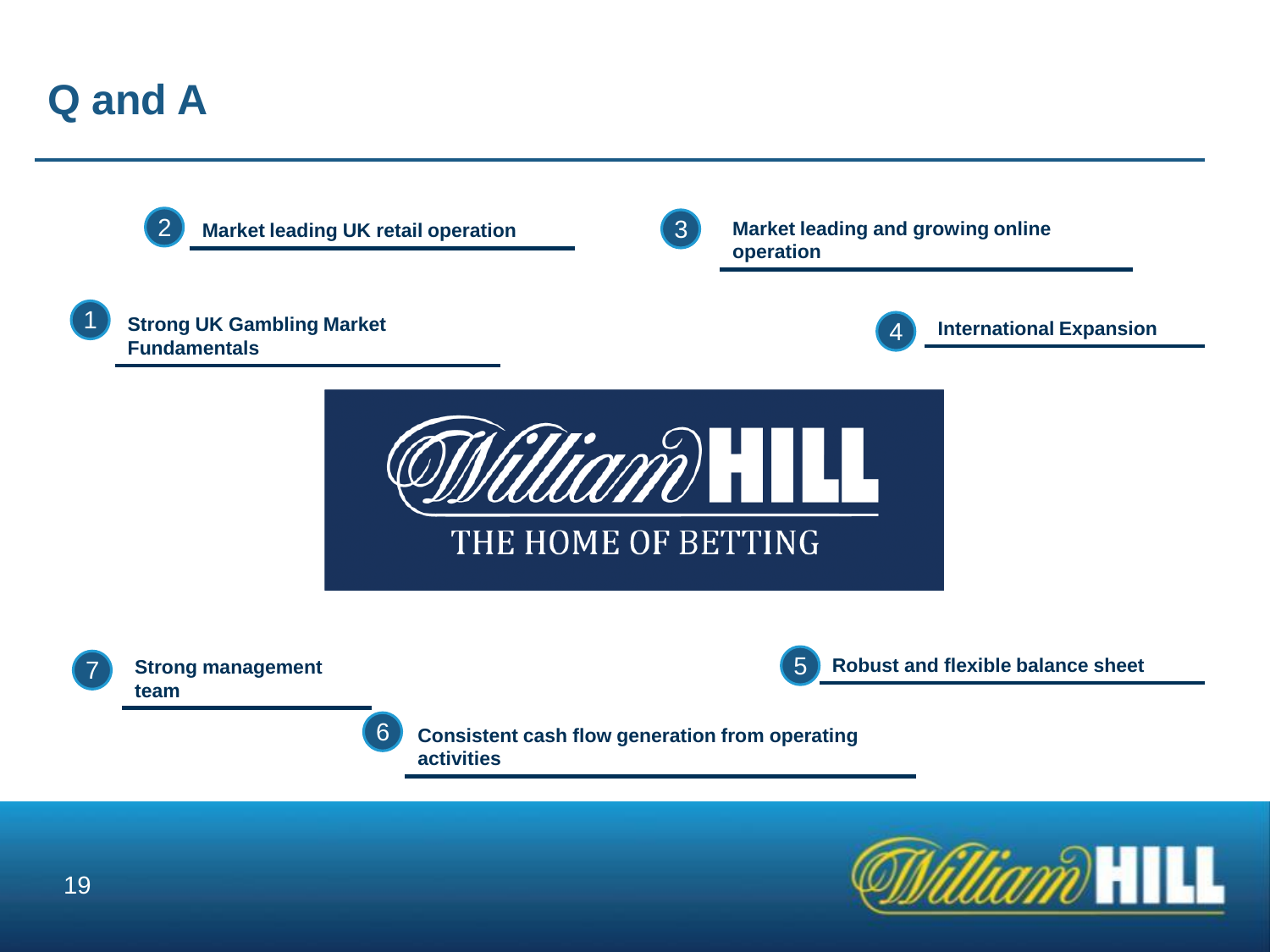# Q and A

1. Strong UK Gambling Market Fundamentals
2. Market leading UK retail operation
3. Market leading and growing online operation
4. International Expansion
5. Robust and flexible balance sheet
6. Consistent cash flow generation from operating activities
7. Strong management team

William HILL

THE HOME OF BETTING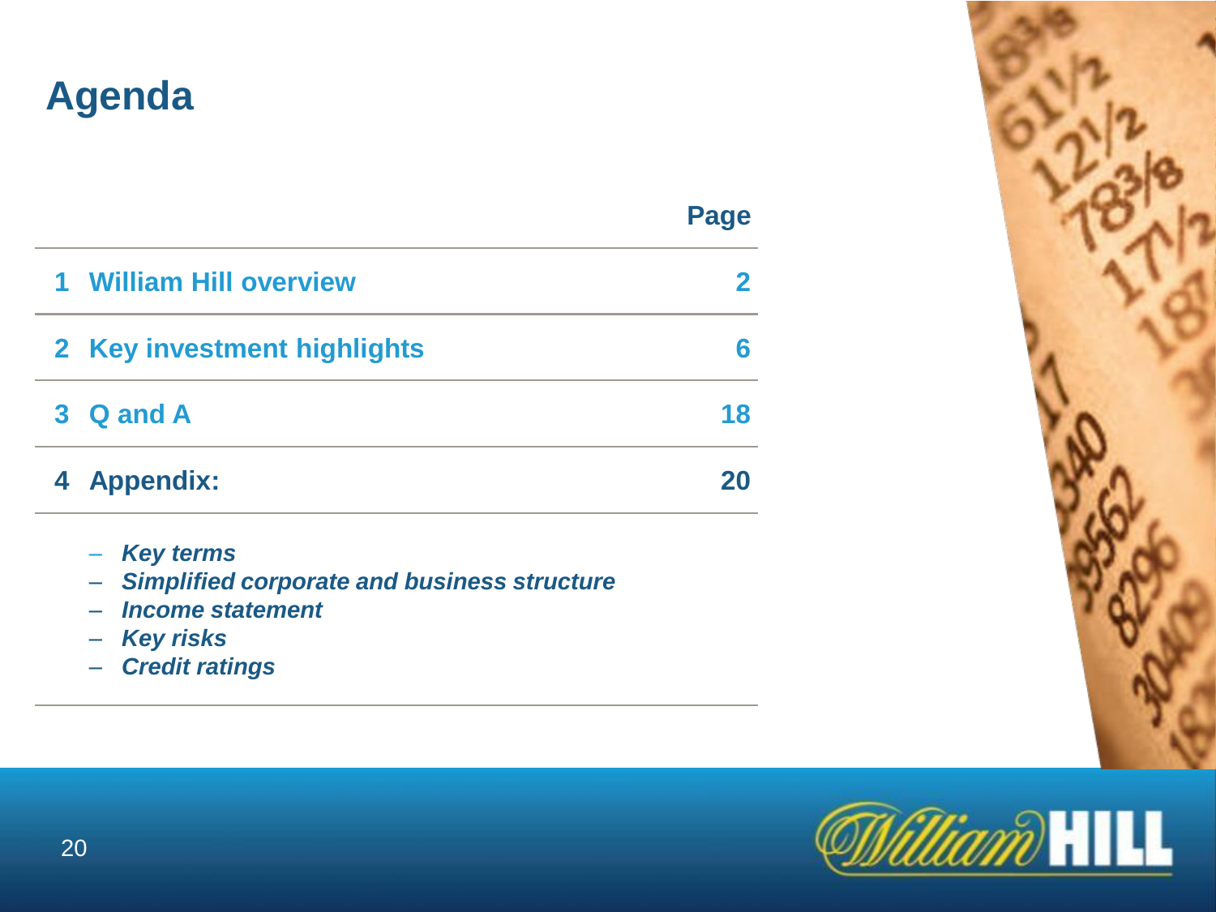# Agenda

| | Page |
|---|---|
| 1 William Hill overview | 2 |
| 2 Key investment highlights | 6 |
| 3 Q and A | 18 |
| 4 Appendix: | 20 |

- *Key terms*
- *Simplified corporate and business structure*
- *Income statement*
- *Key risks*
- *Credit ratings*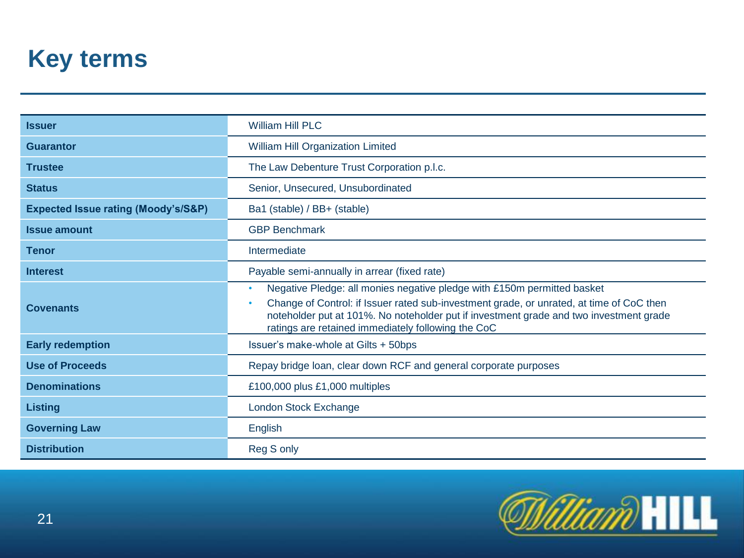# Key terms

| | |
|---|---|
| **Issuer** | William Hill PLC |
| **Guarantor** | William Hill Organization Limited |
| **Trustee** | The Law Debenture Trust Corporation p.l.c. |
| **Status** | Senior, Unsecured, Unsubordinated |
| **Expected Issue rating (Moody's/S&P)** | Ba1 (stable) / BB+ (stable) |
| **Issue amount** | GBP Benchmark |
| **Tenor** | Intermediate |
| **Interest** | Payable semi-annually in arrear (fixed rate) |
| **Covenants** | • Negative Pledge: all monies negative pledge with £150m permitted basket<br>• Change of Control: if Issuer rated sub-investment grade, or unrated, at time of CoC then noteholder put at 101%. No noteholder put if investment grade and two investment grade ratings are retained immediately following the CoC |
| **Early redemption** | Issuer's make-whole at Gilts + 50bps |
| **Use of Proceeds** | Repay bridge loan, clear down RCF and general corporate purposes |
| **Denominations** | £100,000 plus £1,000 multiples |
| **Listing** | London Stock Exchange |
| **Governing Law** | English |
| **Distribution** | Reg S only |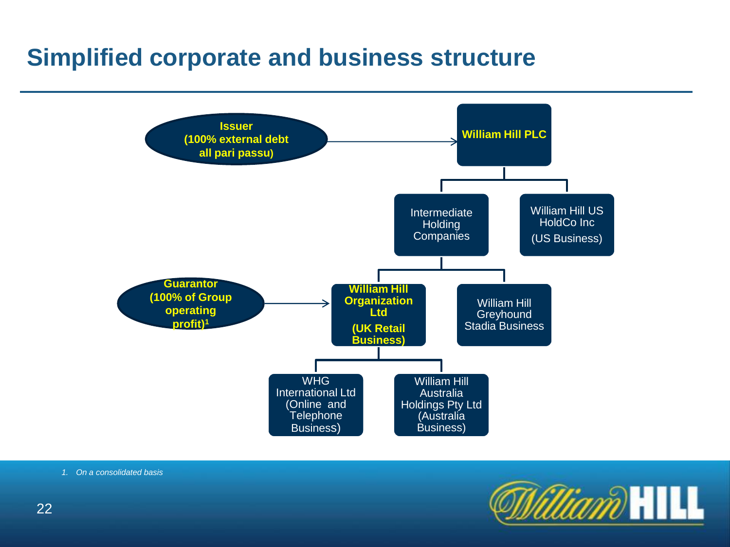# Simplified corporate and business structure

- **Issuer (100% external debt all pari passu)** → **William Hill PLC**
  - Intermediate Holding Companies
    - **Guarantor (100% of Group operating profit)[1]** → **William Hill Organization Ltd (UK Retail Business)**
      - WHG International Ltd (Online and Telephone Business)
      - William Hill Australia Holdings Pty Ltd (Australia Business)
    - William Hill Greyhound Stadia Business
  - William Hill US HoldCo Inc (US Business)

1. *On a consolidated basis*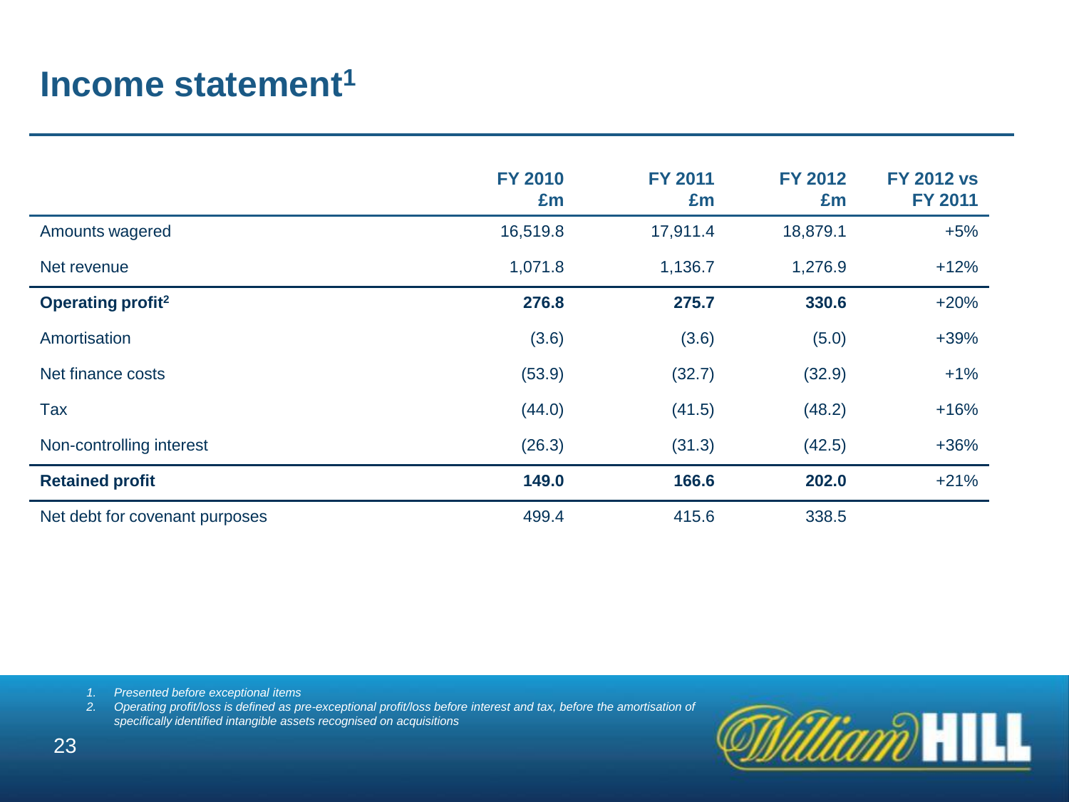# Income statement[1]

| | FY 2010 £m | FY 2011 £m | FY 2012 £m | FY 2012 vs FY 2011 |
|---|---|---|---|---|
| Amounts wagered | 16,519.8 | 17,911.4 | 18,879.1 | +5% |
| Net revenue | 1,071.8 | 1,136.7 | 1,276.9 | +12% |
| **Operating profit[2]** | **276.8** | **275.7** | **330.6** | +20% |
| Amortisation | (3.6) | (3.6) | (5.0) | +39% |
| Net finance costs | (53.9) | (32.7) | (32.9) | +1% |
| Tax | (44.0) | (41.5) | (48.2) | +16% |
| Non-controlling interest | (26.3) | (31.3) | (42.5) | +36% |
| **Retained profit** | **149.0** | **166.6** | **202.0** | +21% |
| Net debt for covenant purposes | 499.4 | 415.6 | 338.5 | |

1. *Presented before exceptional items*
2. *Operating profit/loss is defined as pre-exceptional profit/loss before interest and tax, before the amortisation of specifically identified intangible assets recognised on acquisitions*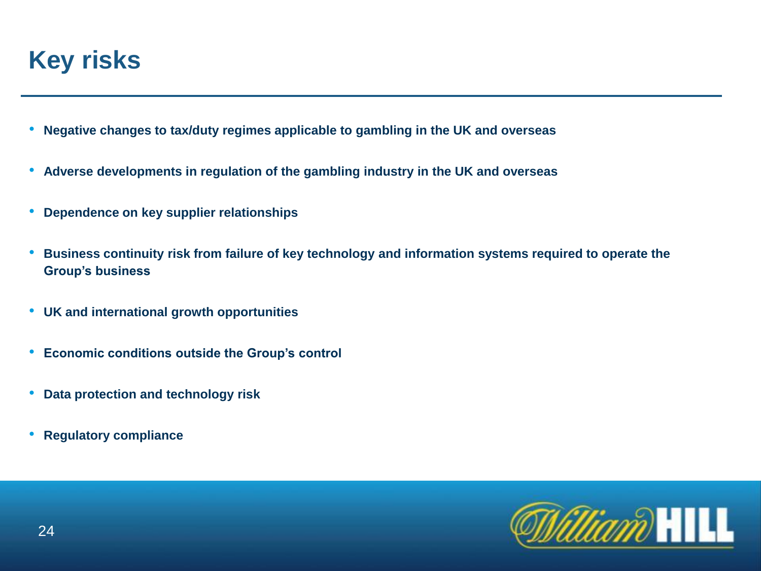# Key risks

- **Negative changes to tax/duty regimes applicable to gambling in the UK and overseas**
- **Adverse developments in regulation of the gambling industry in the UK and overseas**
- **Dependence on key supplier relationships**
- **Business continuity risk from failure of key technology and information systems required to operate the Group's business**
- **UK and international growth opportunities**
- **Economic conditions outside the Group's control**
- **Data protection and technology risk**
- **Regulatory compliance**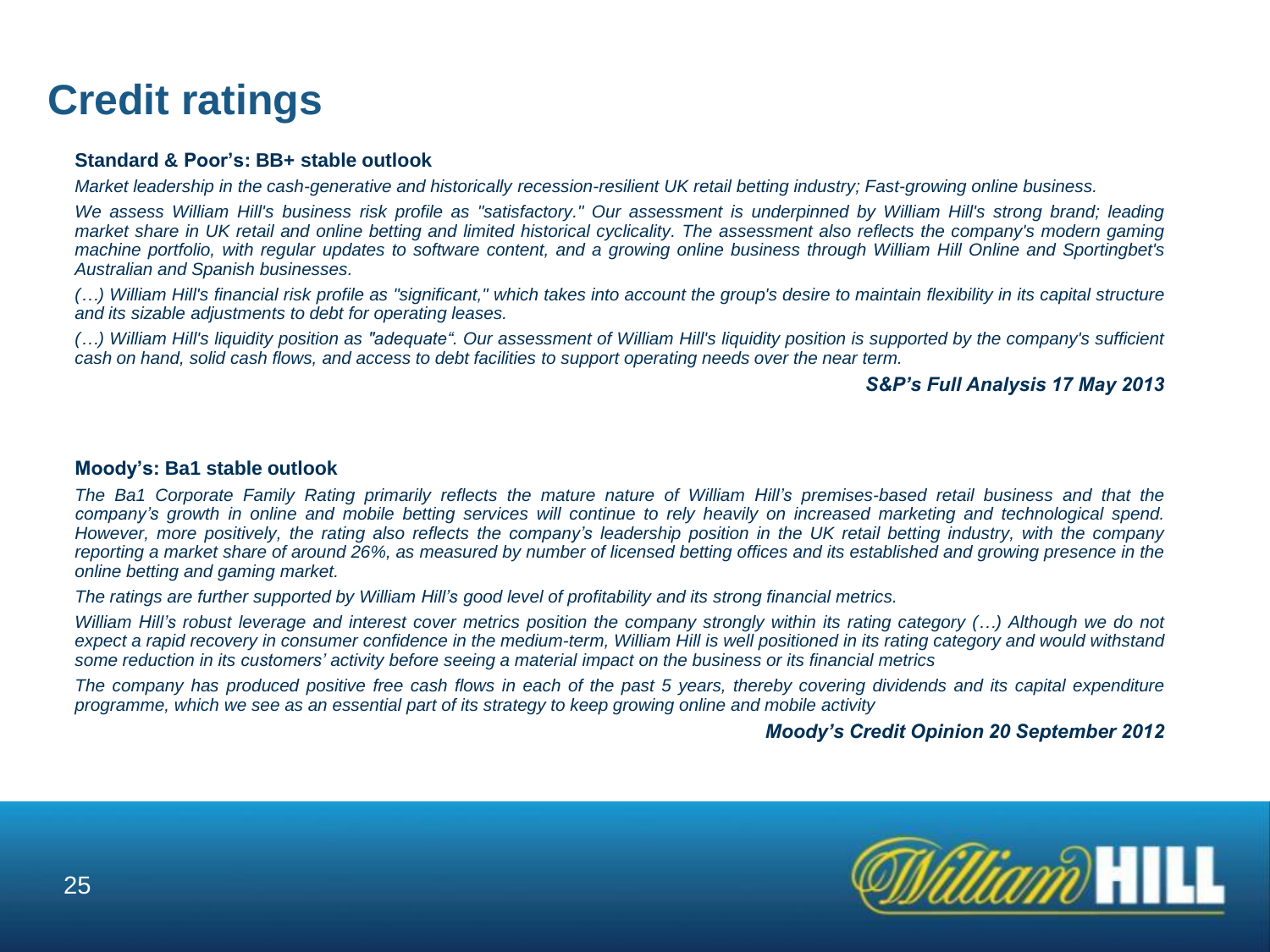# Credit ratings

**Standard & Poor's: BB+ stable outlook**

*Market leadership in the cash-generative and historically recession-resilient UK retail betting industry; Fast-growing online business.*

*We assess William Hill's business risk profile as "satisfactory." Our assessment is underpinned by William Hill's strong brand; leading market share in UK retail and online betting and limited historical cyclicality. The assessment also reflects the company's modern gaming machine portfolio, with regular updates to software content, and a growing online business through William Hill Online and Sportingbet's Australian and Spanish businesses.*

*(…) William Hill's financial risk profile as "significant," which takes into account the group's desire to maintain flexibility in its capital structure and its sizable adjustments to debt for operating leases.*

*(…) William Hill's liquidity position as "adequate". Our assessment of William Hill's liquidity position is supported by the company's sufficient cash on hand, solid cash flows, and access to debt facilities to support operating needs over the near term.*

***S&P's Full Analysis 17 May 2013***

**Moody's: Ba1 stable outlook**

*The Ba1 Corporate Family Rating primarily reflects the mature nature of William Hill's premises-based retail business and that the company's growth in online and mobile betting services will continue to rely heavily on increased marketing and technological spend. However, more positively, the rating also reflects the company's leadership position in the UK retail betting industry, with the company reporting a market share of around 26%, as measured by number of licensed betting offices and its established and growing presence in the online betting and gaming market.*

*The ratings are further supported by William Hill's good level of profitability and its strong financial metrics.*

*William Hill's robust leverage and interest cover metrics position the company strongly within its rating category (…) Although we do not expect a rapid recovery in consumer confidence in the medium-term, William Hill is well positioned in its rating category and would withstand some reduction in its customers' activity before seeing a material impact on the business or its financial metrics*

*The company has produced positive free cash flows in each of the past 5 years, thereby covering dividends and its capital expenditure programme, which we see as an essential part of its strategy to keep growing online and mobile activity*

***Moody's Credit Opinion 20 September 2012***